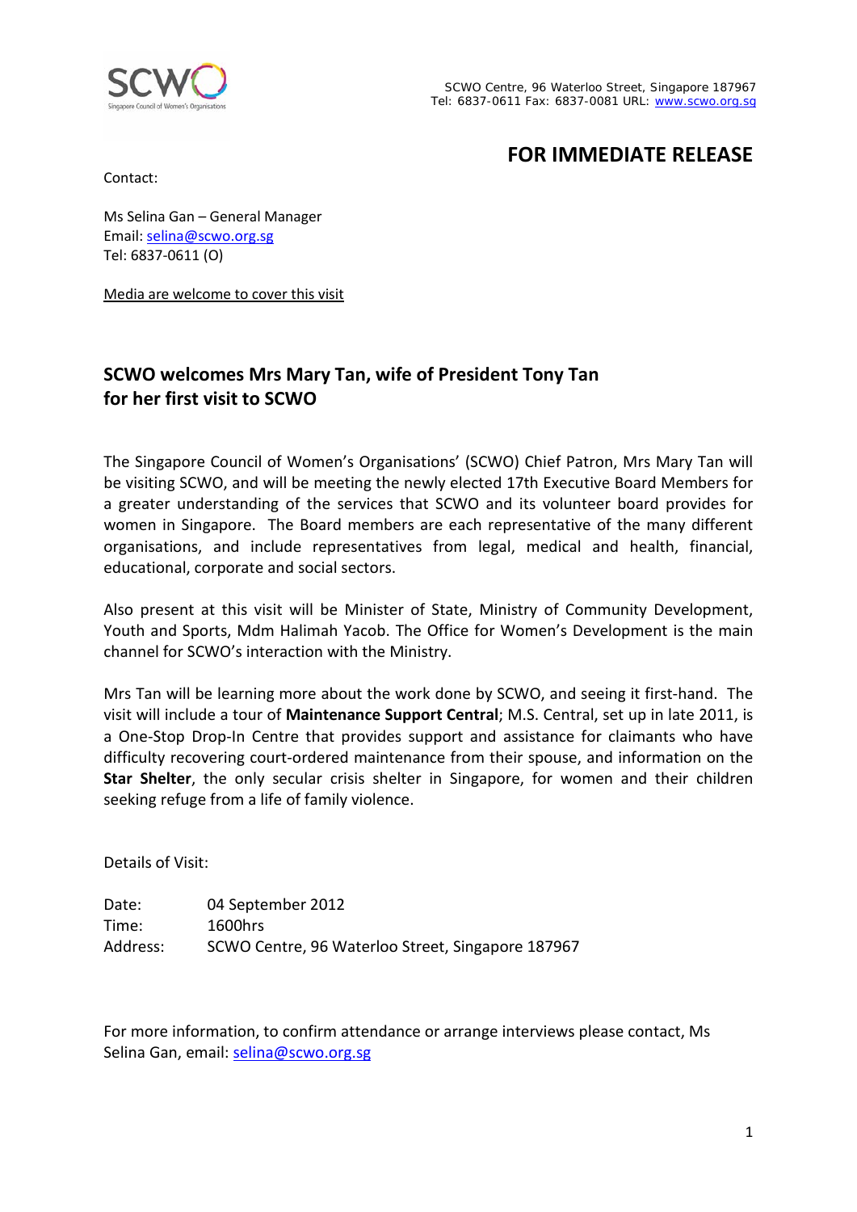SCWO Centre, 96 Waterloo Street, Singapore 187967
Tel: 6837-0611 Fax: 6837-0081 URL: www.scwo.org.sg

## FOR IMMEDIATE RELEASE

Contact:

Ms Selina Gan – General Manager
Email: selina@scwo.org.sg
Tel: 6837-0611 (O)

Media are welcome to cover this visit

### SCWO welcomes Mrs Mary Tan, wife of President Tony Tan for her first visit to SCWO

The Singapore Council of Women's Organisations' (SCWO) Chief Patron, Mrs Mary Tan will be visiting SCWO, and will be meeting the newly elected 17th Executive Board Members for a greater understanding of the services that SCWO and its volunteer board provides for women in Singapore. The Board members are each representative of the many different organisations, and include representatives from legal, medical and health, financial, educational, corporate and social sectors.

Also present at this visit will be Minister of State, Ministry of Community Development, Youth and Sports, Mdm Halimah Yacob. The Office for Women's Development is the main channel for SCWO's interaction with the Ministry.

Mrs Tan will be learning more about the work done by SCWO, and seeing it first-hand. The visit will include a tour of **Maintenance Support Central**; M.S. Central, set up in late 2011, is a One-Stop Drop-In Centre that provides support and assistance for claimants who have difficulty recovering court-ordered maintenance from their spouse, and information on the **Star Shelter**, the only secular crisis shelter in Singapore, for women and their children seeking refuge from a life of family violence.

Details of Visit:

Date: 04 September 2012
Time: 1600hrs
Address: SCWO Centre, 96 Waterloo Street, Singapore 187967

For more information, to confirm attendance or arrange interviews please contact, Ms Selina Gan, email: selina@scwo.org.sg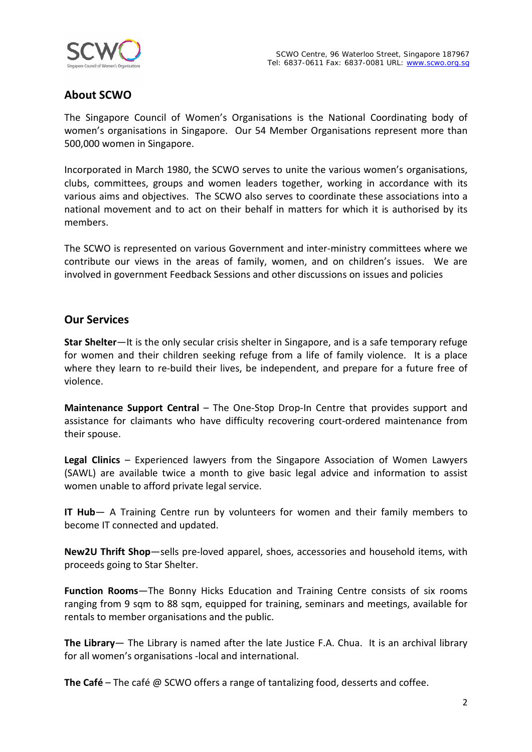SCWO Centre, 96 Waterloo Street, Singapore 187967
Tel: 6837-0611 Fax: 6837-0081 URL: www.scwo.org.sg

## About SCWO

The Singapore Council of Women's Organisations is the National Coordinating body of women's organisations in Singapore. Our 54 Member Organisations represent more than 500,000 women in Singapore.

Incorporated in March 1980, the SCWO serves to unite the various women's organisations, clubs, committees, groups and women leaders together, working in accordance with its various aims and objectives. The SCWO also serves to coordinate these associations into a national movement and to act on their behalf in matters for which it is authorised by its members.

The SCWO is represented on various Government and inter-ministry committees where we contribute our views in the areas of family, women, and on children's issues. We are involved in government Feedback Sessions and other discussions on issues and policies

## Our Services

**Star Shelter**—It is the only secular crisis shelter in Singapore, and is a safe temporary refuge for women and their children seeking refuge from a life of family violence. It is a place where they learn to re-build their lives, be independent, and prepare for a future free of violence.

**Maintenance Support Central** – The One-Stop Drop-In Centre that provides support and assistance for claimants who have difficulty recovering court-ordered maintenance from their spouse.

**Legal Clinics** – Experienced lawyers from the Singapore Association of Women Lawyers (SAWL) are available twice a month to give basic legal advice and information to assist women unable to afford private legal service.

**IT Hub**— A Training Centre run by volunteers for women and their family members to become IT connected and updated.

**New2U Thrift Shop**—sells pre-loved apparel, shoes, accessories and household items, with proceeds going to Star Shelter.

**Function Rooms**—The Bonny Hicks Education and Training Centre consists of six rooms ranging from 9 sqm to 88 sqm, equipped for training, seminars and meetings, available for rentals to member organisations and the public.

**The Library**— The Library is named after the late Justice F.A. Chua. It is an archival library for all women's organisations -local and international.

**The Café** – The café @ SCWO offers a range of tantalizing food, desserts and coffee.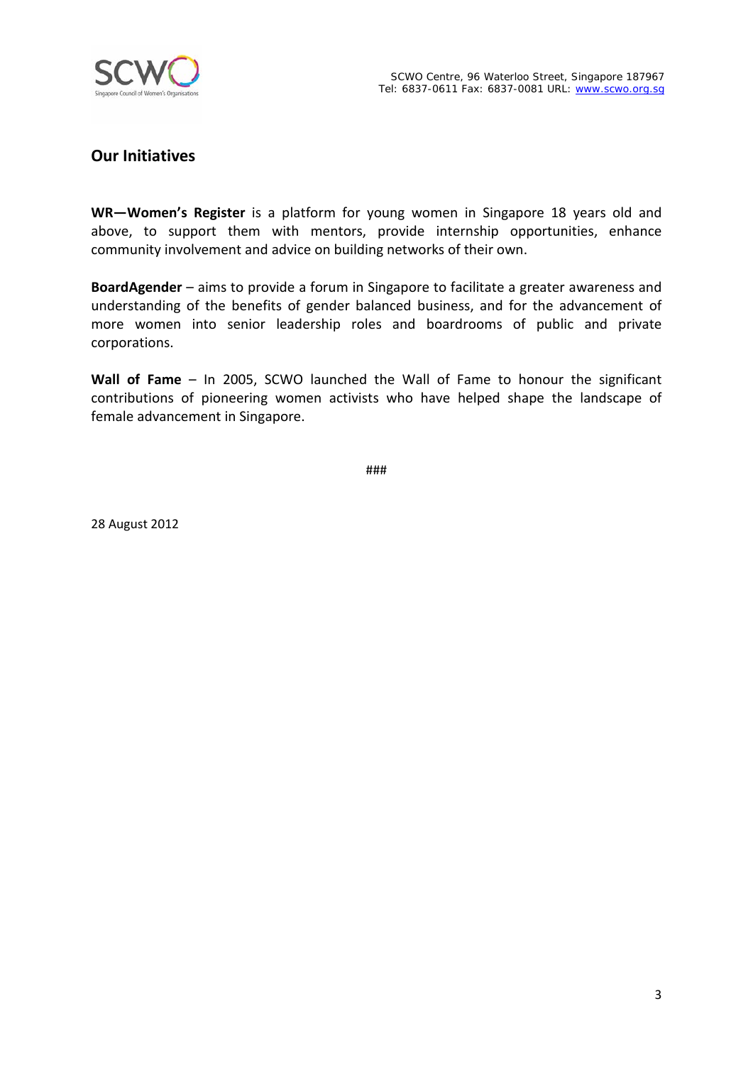## Our Initiatives

**WR—Women's Register** is a platform for young women in Singapore 18 years old and above, to support them with mentors, provide internship opportunities, enhance community involvement and advice on building networks of their own.

**BoardAgender** – aims to provide a forum in Singapore to facilitate a greater awareness and understanding of the benefits of gender balanced business, and for the advancement of more women into senior leadership roles and boardrooms of public and private corporations.

**Wall of Fame** – In 2005, SCWO launched the Wall of Fame to honour the significant contributions of pioneering women activists who have helped shape the landscape of female advancement in Singapore.

###

28 August 2012